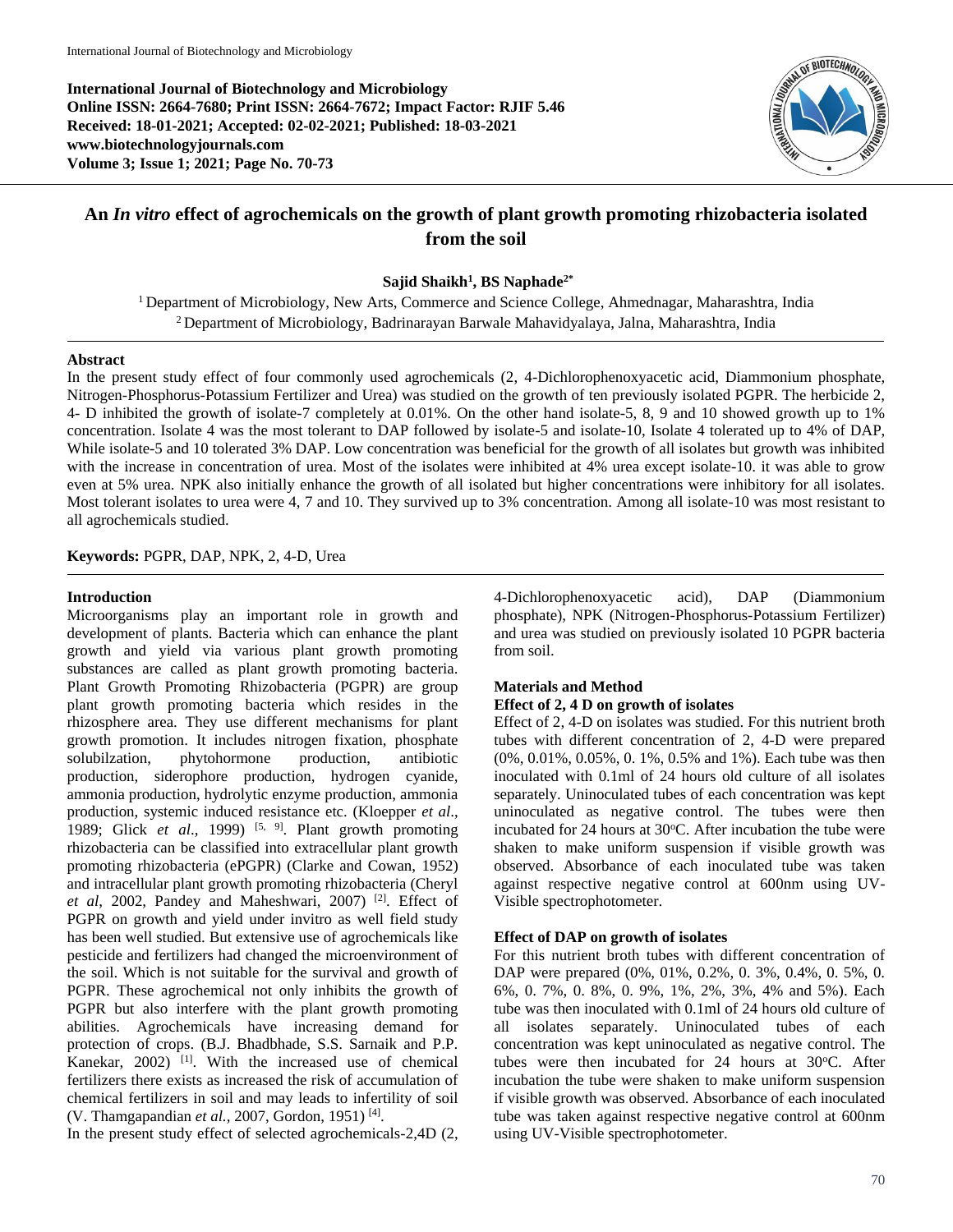International Journal of Biotechnology and Microbiology

**International Journal of Biotechnology and Microbiology**
**Online ISSN: 2664-7680; Print ISSN: 2664-7672; Impact Factor: RJIF 5.46**
**Received: 18-01-2021; Accepted: 02-02-2021; Published: 18-03-2021**
**www.biotechnologyjournals.com**
**Volume 3; Issue 1; 2021; Page No. 70-73**

# An *In vitro* effect of agrochemicals on the growth of plant growth promoting rhizobacteria isolated from the soil

**Sajid Shaikh[1], BS Naphade[2*]**

[1] Department of Microbiology, New Arts, Commerce and Science College, Ahmednagar, Maharashtra, India
[2] Department of Microbiology, Badrinarayan Barwale Mahavidyalaya, Jalna, Maharashtra, India

**Abstract**

In the present study effect of four commonly used agrochemicals (2, 4-Dichlorophenoxyacetic acid, Diammonium phosphate, Nitrogen-Phosphorus-Potassium Fertilizer and Urea) was studied on the growth of ten previously isolated PGPR. The herbicide 2, 4- D inhibited the growth of isolate-7 completely at 0.01%. On the other hand isolate-5, 8, 9 and 10 showed growth up to 1% concentration. Isolate 4 was the most tolerant to DAP followed by isolate-5 and isolate-10, Isolate 4 tolerated up to 4% of DAP, While isolate-5 and 10 tolerated 3% DAP. Low concentration was beneficial for the growth of all isolates but growth was inhibited with the increase in concentration of urea. Most of the isolates were inhibited at 4% urea except isolate-10. it was able to grow even at 5% urea. NPK also initially enhance the growth of all isolated but higher concentrations were inhibitory for all isolates. Most tolerant isolates to urea were 4, 7 and 10. They survived up to 3% concentration. Among all isolate-10 was most resistant to all agrochemicals studied.

**Keywords:** PGPR, DAP, NPK, 2, 4-D, Urea

## Introduction

Microorganisms play an important role in growth and development of plants. Bacteria which can enhance the plant growth and yield via various plant growth promoting substances are called as plant growth promoting bacteria. Plant Growth Promoting Rhizobacteria (PGPR) are group plant growth promoting bacteria which resides in the rhizosphere area. They use different mechanisms for plant growth promotion. It includes nitrogen fixation, phosphate solubilzation, phytohormone production, antibiotic production, siderophore production, hydrogen cyanide, ammonia production, hydrolytic enzyme production, ammonia production, systemic induced resistance etc. (Kloepper *et al.*, 1989; Glick *et al*., 1999) [5, 9]. Plant growth promoting rhizobacteria can be classified into extracellular plant growth promoting rhizobacteria (ePGPR) (Clarke and Cowan, 1952) and intracellular plant growth promoting rhizobacteria (Cheryl *et al*, 2002, Pandey and Maheshwari, 2007) [2]. Effect of PGPR on growth and yield under invitro as well field study has been well studied. But extensive use of agrochemicals like pesticide and fertilizers had changed the microenvironment of the soil. Which is not suitable for the survival and growth of PGPR. These agrochemical not only inhibits the growth of PGPR but also interfere with the plant growth promoting abilities. Agrochemicals have increasing demand for protection of crops. (B.J. Bhadbhade, S.S. Sarnaik and P.P. Kanekar, 2002) [1]. With the increased use of chemical fertilizers there exists as increased the risk of accumulation of chemical fertilizers in soil and may leads to infertility of soil (V. Thamgapandian *et al.,* 2007, Gordon, 1951) [4].

In the present study effect of selected agrochemicals-2,4D (2, 4-Dichlorophenoxyacetic acid), DAP (Diammonium phosphate), NPK (Nitrogen-Phosphorus-Potassium Fertilizer) and urea was studied on previously isolated 10 PGPR bacteria from soil.

## Materials and Method

### Effect of 2, 4 D on growth of isolates

Effect of 2, 4-D on isolates was studied. For this nutrient broth tubes with different concentration of 2, 4-D were prepared (0%, 0.01%, 0.05%, 0. 1%, 0.5% and 1%). Each tube was then inoculated with 0.1ml of 24 hours old culture of all isolates separately. Uninoculated tubes of each concentration was kept uninoculated as negative control. The tubes were then incubated for 24 hours at 30°C. After incubation the tube were shaken to make uniform suspension if visible growth was observed. Absorbance of each inoculated tube was taken against respective negative control at 600nm using UV-Visible spectrophotometer.

### Effect of DAP on growth of isolates

For this nutrient broth tubes with different concentration of DAP were prepared (0%, 01%, 0.2%, 0. 3%, 0.4%, 0. 5%, 0. 6%, 0. 7%, 0. 8%, 0. 9%, 1%, 2%, 3%, 4% and 5%). Each tube was then inoculated with 0.1ml of 24 hours old culture of all isolates separately. Uninoculated tubes of each concentration was kept uninoculated as negative control. The tubes were then incubated for 24 hours at 30°C. After incubation the tube were shaken to make uniform suspension if visible growth was observed. Absorbance of each inoculated tube was taken against respective negative control at 600nm using UV-Visible spectrophotometer.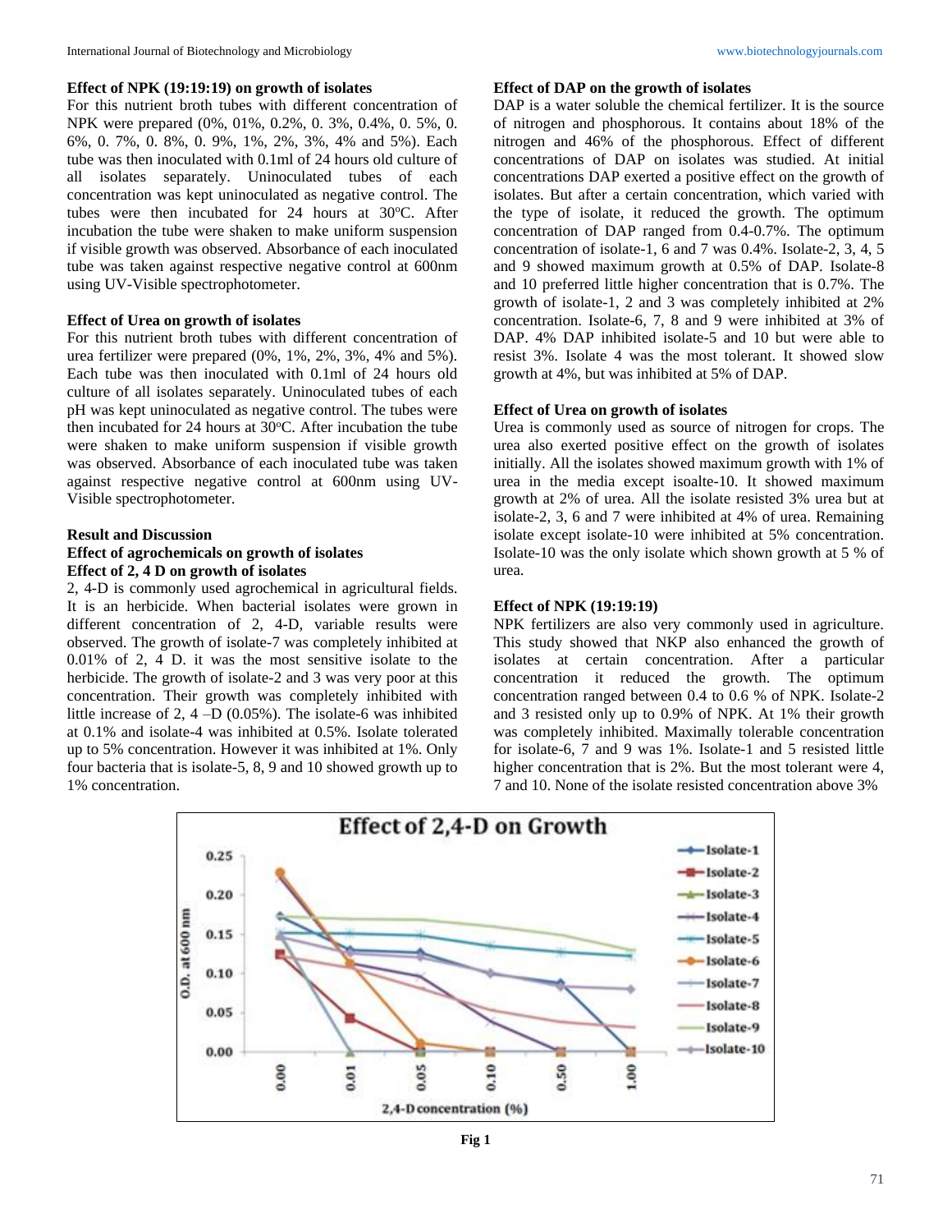#### Effect of NPK (19:19:19) on growth of isolates

For this nutrient broth tubes with different concentration of NPK were prepared (0%, 01%, 0.2%, 0. 3%, 0.4%, 0. 5%, 0. 6%, 0. 7%, 0. 8%, 0. 9%, 1%, 2%, 3%, 4% and 5%). Each tube was then inoculated with 0.1ml of 24 hours old culture of all isolates separately. Uninoculated tubes of each concentration was kept uninoculated as negative control. The tubes were then incubated for 24 hours at 30°C. After incubation the tube were shaken to make uniform suspension if visible growth was observed. Absorbance of each inoculated tube was taken against respective negative control at 600nm using UV-Visible spectrophotometer.

#### Effect of Urea on growth of isolates

For this nutrient broth tubes with different concentration of urea fertilizer were prepared (0%, 1%, 2%, 3%, 4% and 5%). Each tube was then inoculated with 0.1ml of 24 hours old culture of all isolates separately. Uninoculated tubes of each pH was kept uninoculated as negative control. The tubes were then incubated for 24 hours at 30°C. After incubation the tube were shaken to make uniform suspension if visible growth was observed. Absorbance of each inoculated tube was taken against respective negative control at 600nm using UV-Visible spectrophotometer.

## Result and Discussion

### Effect of agrochemicals on growth of isolates

#### Effect of 2, 4 D on growth of isolates

2, 4-D is commonly used agrochemical in agricultural fields. It is an herbicide. When bacterial isolates were grown in different concentration of 2, 4-D, variable results were observed. The growth of isolate-7 was completely inhibited at 0.01% of 2, 4 D. it was the most sensitive isolate to the herbicide. The growth of isolate-2 and 3 was very poor at this concentration. Their growth was completely inhibited with little increase of 2, 4 –D (0.05%). The isolate-6 was inhibited at 0.1% and isolate-4 was inhibited at 0.5%. Isolate tolerated up to 5% concentration. However it was inhibited at 1%. Only four bacteria that is isolate-5, 8, 9 and 10 showed growth up to 1% concentration.

#### Effect of DAP on the growth of isolates

DAP is a water soluble the chemical fertilizer. It is the source of nitrogen and phosphorous. It contains about 18% of the nitrogen and 46% of the phosphorous. Effect of different concentrations of DAP on isolates was studied. At initial concentrations DAP exerted a positive effect on the growth of isolates. But after a certain concentration, which varied with the type of isolate, it reduced the growth. The optimum concentration of DAP ranged from 0.4-0.7%. The optimum concentration of isolate-1, 6 and 7 was 0.4%. Isolate-2, 3, 4, 5 and 9 showed maximum growth at 0.5% of DAP. Isolate-8 and 10 preferred little higher concentration that is 0.7%. The growth of isolate-1, 2 and 3 was completely inhibited at 2% concentration. Isolate-6, 7, 8 and 9 were inhibited at 3% of DAP. 4% DAP inhibited isolate-5 and 10 but were able to resist 3%. Isolate 4 was the most tolerant. It showed slow growth at 4%, but was inhibited at 5% of DAP.

#### Effect of Urea on growth of isolates

Urea is commonly used as source of nitrogen for crops. The urea also exerted positive effect on the growth of isolates initially. All the isolates showed maximum growth with 1% of urea in the media except isoalte-10. It showed maximum growth at 2% of urea. All the isolate resisted 3% urea but at isolate-2, 3, 6 and 7 were inhibited at 4% of urea. Remaining isolate except isolate-10 were inhibited at 5% concentration. Isolate-10 was the only isolate which shown growth at 5 % of urea.

#### Effect of NPK (19:19:19)

NPK fertilizers are also very commonly used in agriculture. This study showed that NKP also enhanced the growth of isolates at certain concentration. After a particular concentration it reduced the growth. The optimum concentration ranged between 0.4 to 0.6 % of NPK. Isolate-2 and 3 resisted only up to 0.9% of NPK. At 1% their growth was completely inhibited. Maximally tolerable concentration for isolate-6, 7 and 9 was 1%. Isolate-1 and 5 resisted little higher concentration that is 2%. But the most tolerant were 4, 7 and 10. None of the isolate resisted concentration above 3%

Fig 1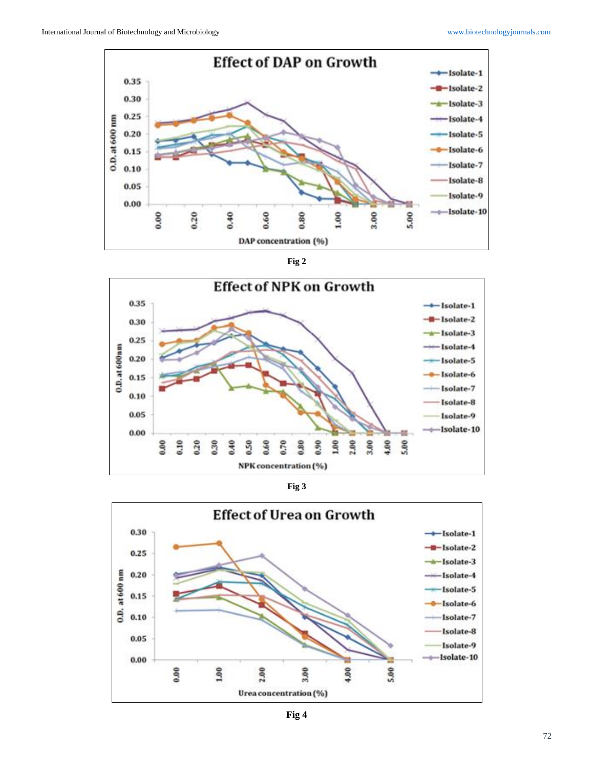Fig 2

Fig 3

Fig 4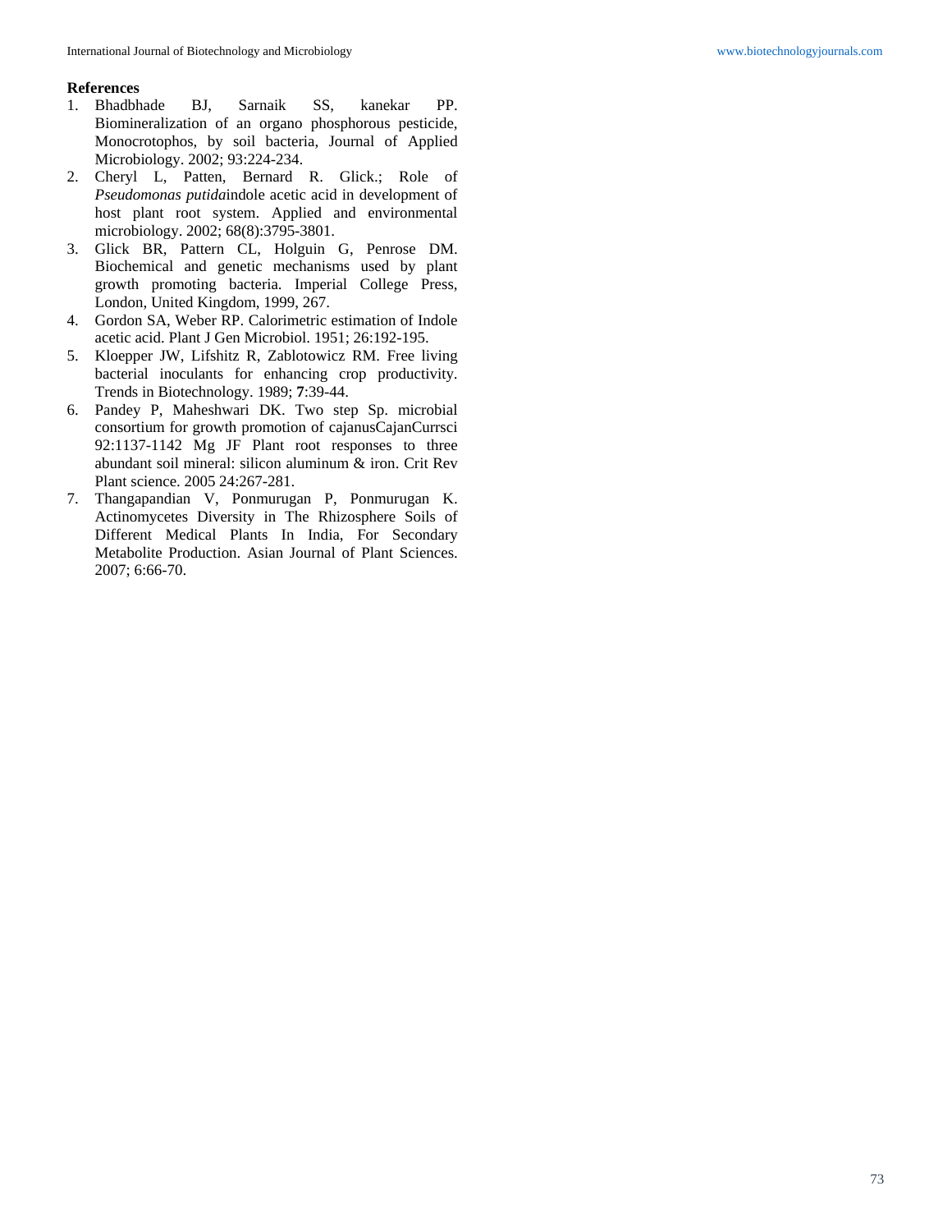## References

1. Bhadbhade BJ, Sarnaik SS, kanekar PP. Biomineralization of an organo phosphorous pesticide, Monocrotophos, by soil bacteria, Journal of Applied Microbiology. 2002; 93:224-234.
2. Cheryl L, Patten, Bernard R. Glick.; Role of *Pseudomonas putida*indole acetic acid in development of host plant root system. Applied and environmental microbiology. 2002; 68(8):3795-3801.
3. Glick BR, Pattern CL, Holguin G, Penrose DM. Biochemical and genetic mechanisms used by plant growth promoting bacteria. Imperial College Press, London, United Kingdom, 1999, 267.
4. Gordon SA, Weber RP. Calorimetric estimation of Indole acetic acid. Plant J Gen Microbiol. 1951; 26:192-195.
5. Kloepper JW, Lifshitz R, Zablotowicz RM. Free living bacterial inoculants for enhancing crop productivity. Trends in Biotechnology. 1989; **7**:39-44.
6. Pandey P, Maheshwari DK. Two step Sp. microbial consortium for growth promotion of cajanusCajanCurrsci 92:1137-1142 Mg JF Plant root responses to three abundant soil mineral: silicon aluminum & iron. Crit Rev Plant science. 2005 24:267-281.
7. Thangapandian V, Ponmurugan P, Ponmurugan K. Actinomycetes Diversity in The Rhizosphere Soils of Different Medical Plants In India, For Secondary Metabolite Production. Asian Journal of Plant Sciences. 2007; 6:66-70.